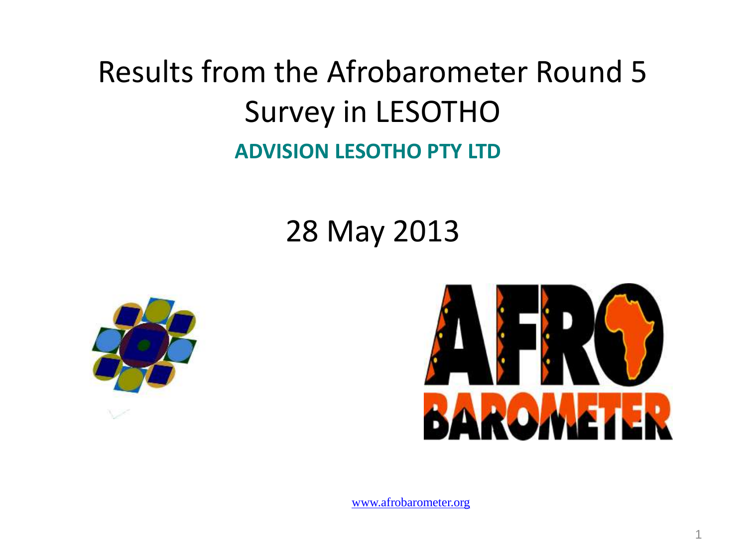# Results from the Afrobarometer Round 5 Survey in LESOTHO

**ADVISION LESOTHO PTY LTD**

28 May 2013

www.afrobarometer.org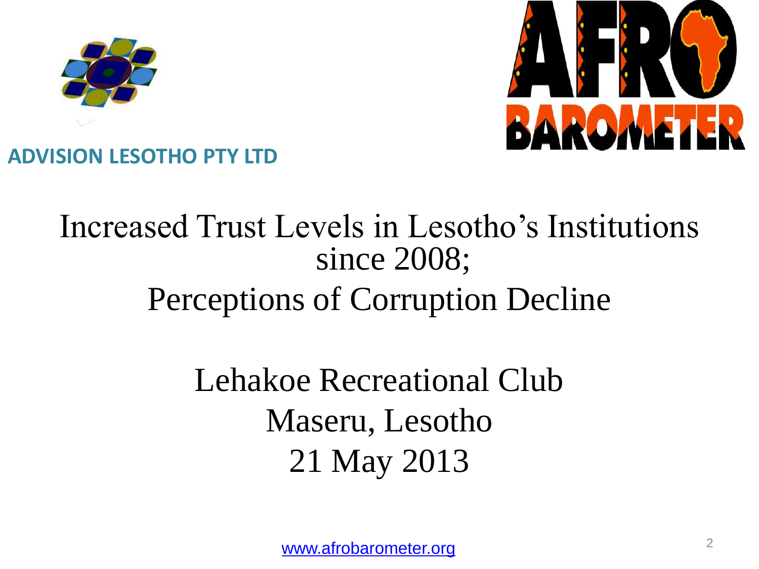**ADVISION LESOTHO PTY LTD**

# Increased Trust Levels in Lesotho's Institutions since 2008;

# Perceptions of Corruption Decline

Lehakoe Recreational Club

Maseru, Lesotho

21 May 2013

www.afrobarometer.org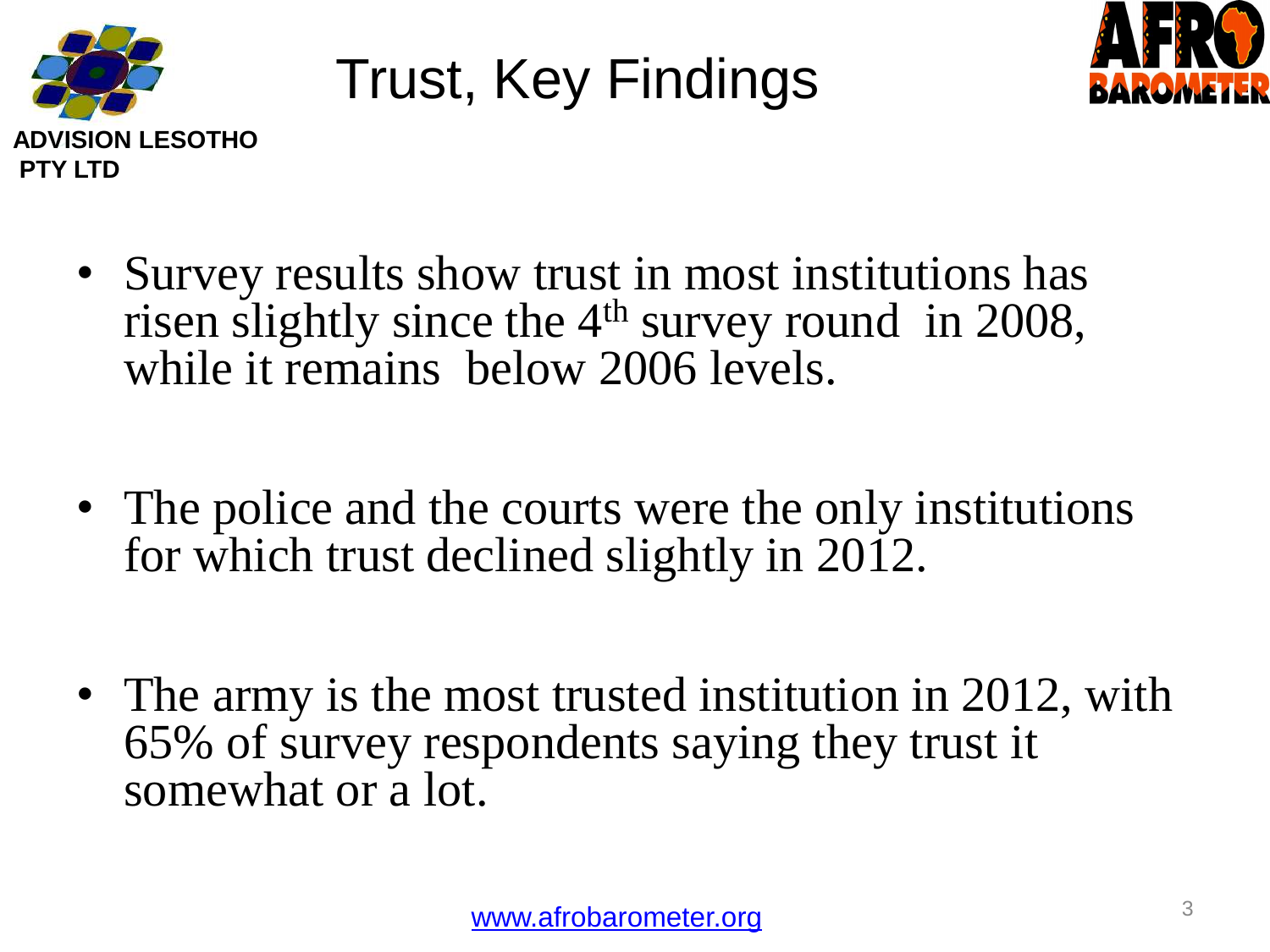# Trust, Key Findings

ADVISION LESOTHO PTY LTD

- Survey results show trust in most institutions has risen slightly since the 4th survey round in 2008, while it remains below 2006 levels.

- The police and the courts were the only institutions for which trust declined slightly in 2012.

- The army is the most trusted institution in 2012, with 65% of survey respondents saying they trust it somewhat or a lot.

www.afrobarometer.org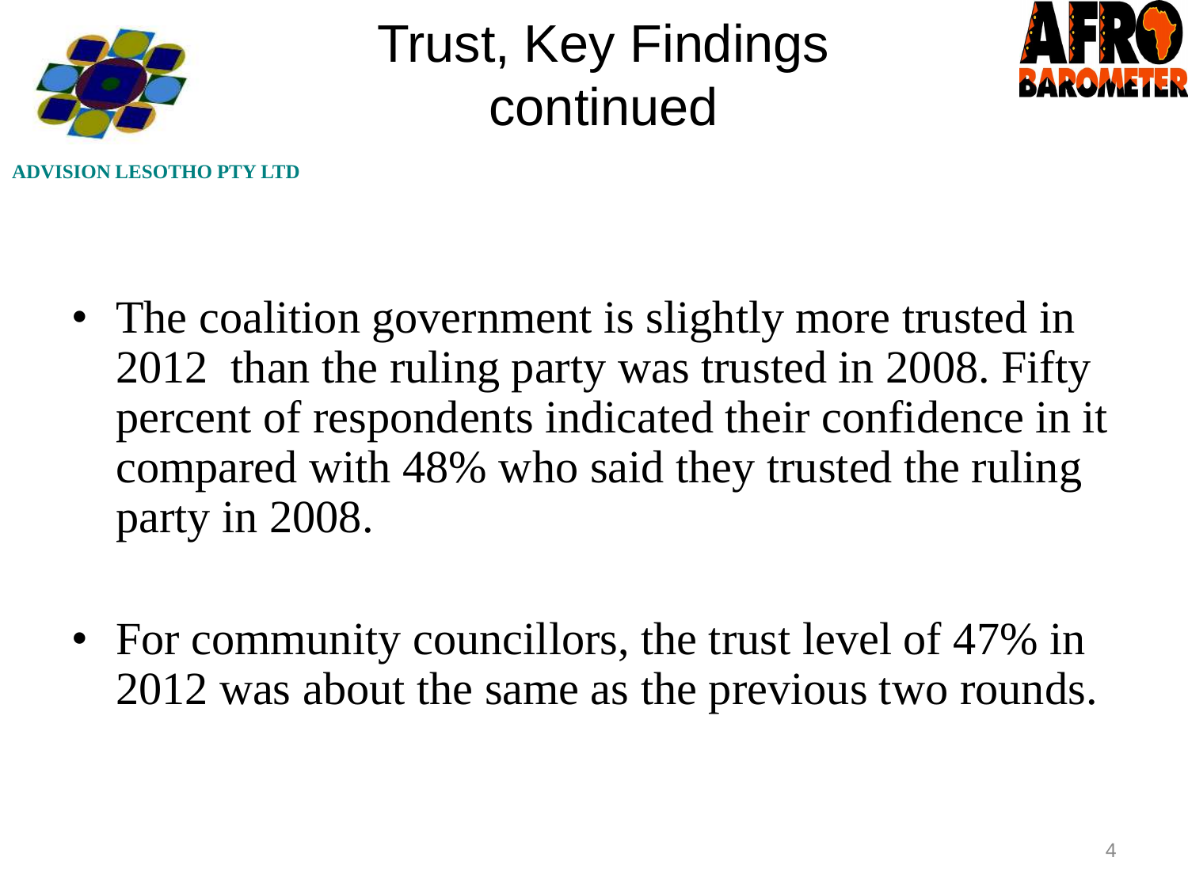# Trust, Key Findings continued

ADVISION LESOTHO PTY LTD

- The coalition government is slightly more trusted in 2012 than the ruling party was trusted in 2008. Fifty percent of respondents indicated their confidence in it compared with 48% who said they trusted the ruling party in 2008.

- For community councillors, the trust level of 47% in 2012 was about the same as the previous two rounds.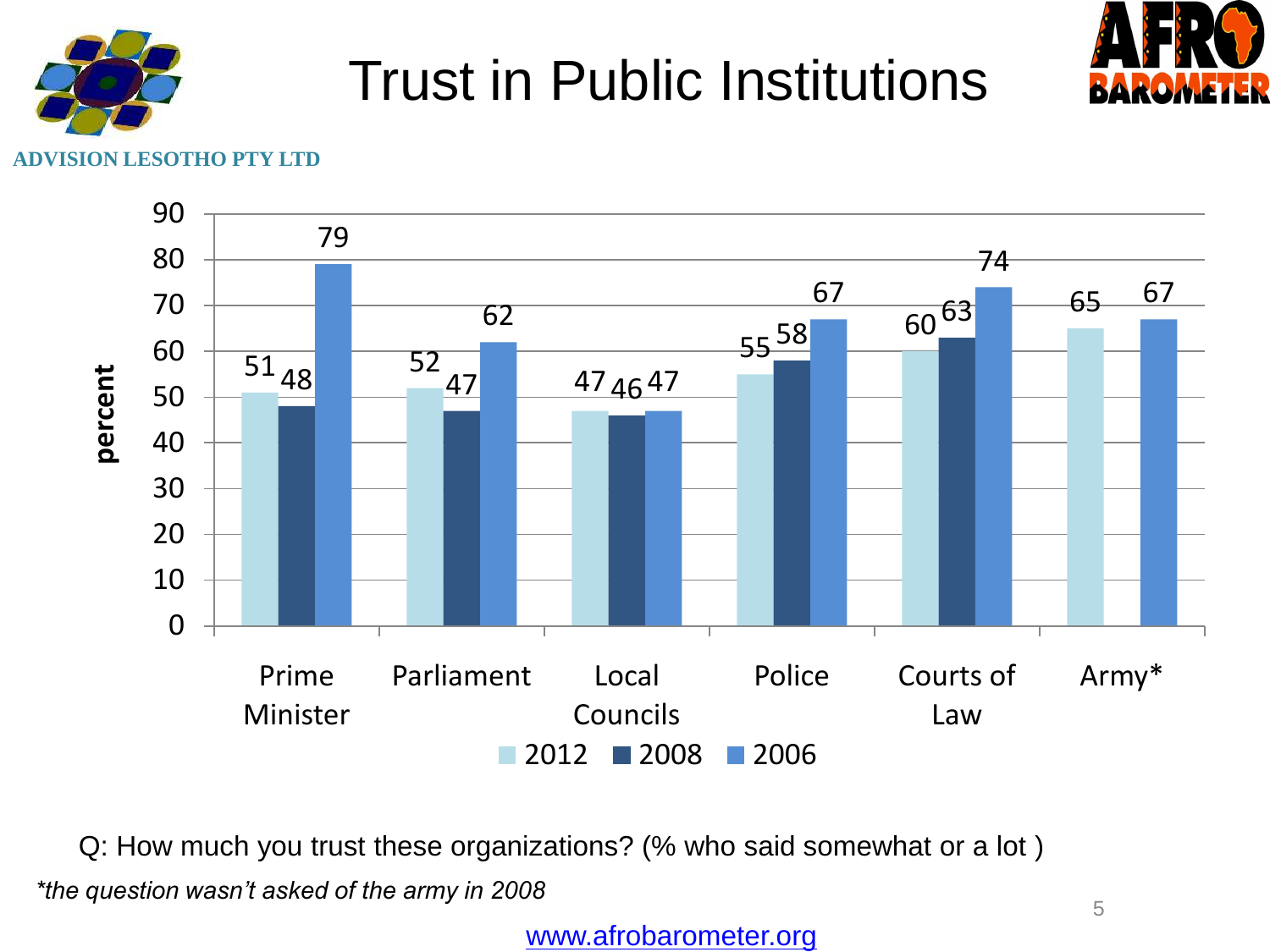# Trust in Public Institutions

ADVISION LESOTHO PTY LTD

| | 2012 | 2008 | 2006 |
|---|---|---|---|
| Prime Minister | 51 | 48 | 79 |
| Parliament | 52 | 47 | 62 |
| Local Councils | 47 | 46 | 47 |
| Police | 55 | 58 | 67 |
| Courts of Law | 60 | 63 | 74 |
| Army* | 65 | | 67 |

Q: How much you trust these organizations? (% who said somewhat or a lot )

*\*the question wasn't asked of the army in 2008*

www.afrobarometer.org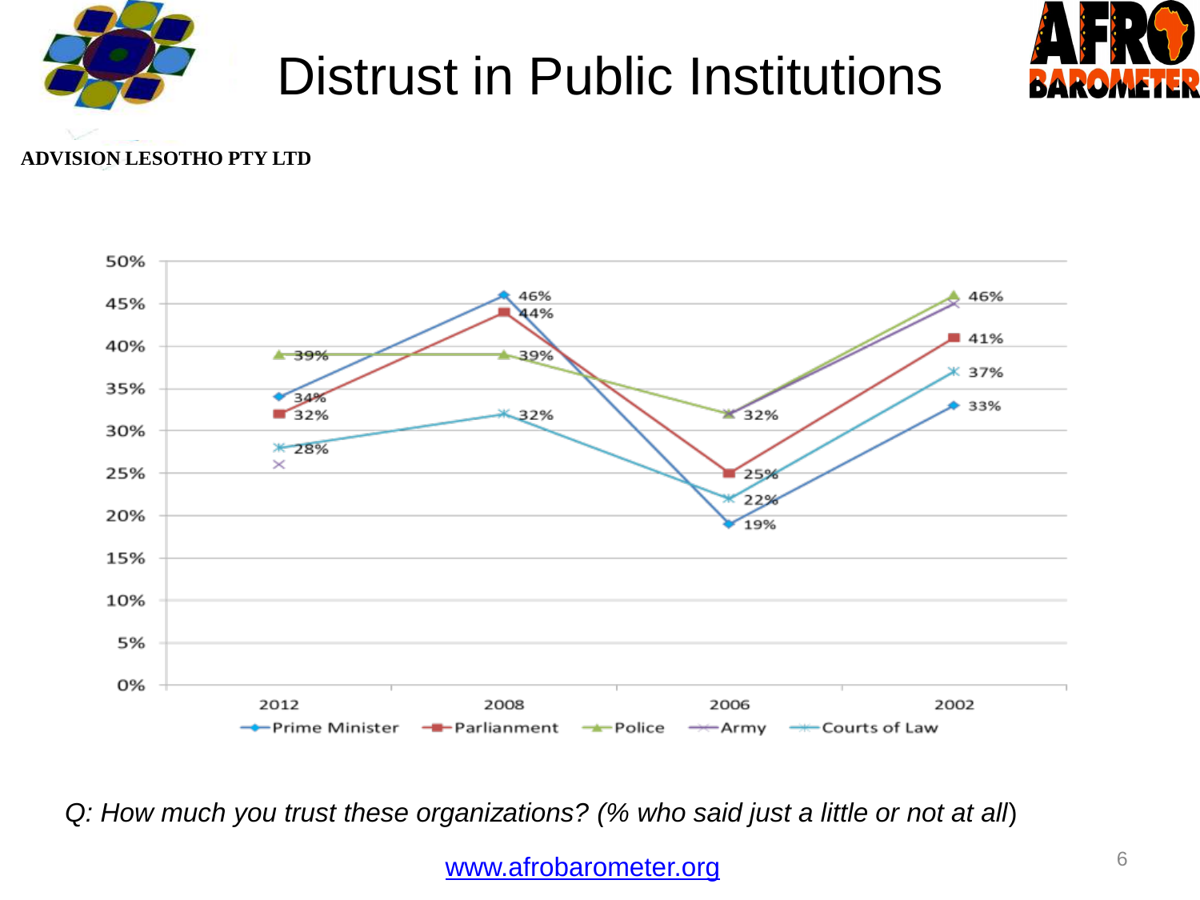# Distrust in Public Institutions

**ADVISION LESOTHO PTY LTD**

| | 2012 | 2008 | 2006 | 2002 |
|---|---|---|---|---|
| Prime Minister | 34% | 46% | 19% | 33% |
| Parliament | 32% | 44% | 25% | 41% |
| Police | 39% | 39% | 32% | 46% |
| Army | 26% | | 32% | 45% |
| Courts of Law | 28% | 32% | 22% | 37% |

*Q: How much you trust these organizations? (% who said just a little or not at all)*

www.afrobarometer.org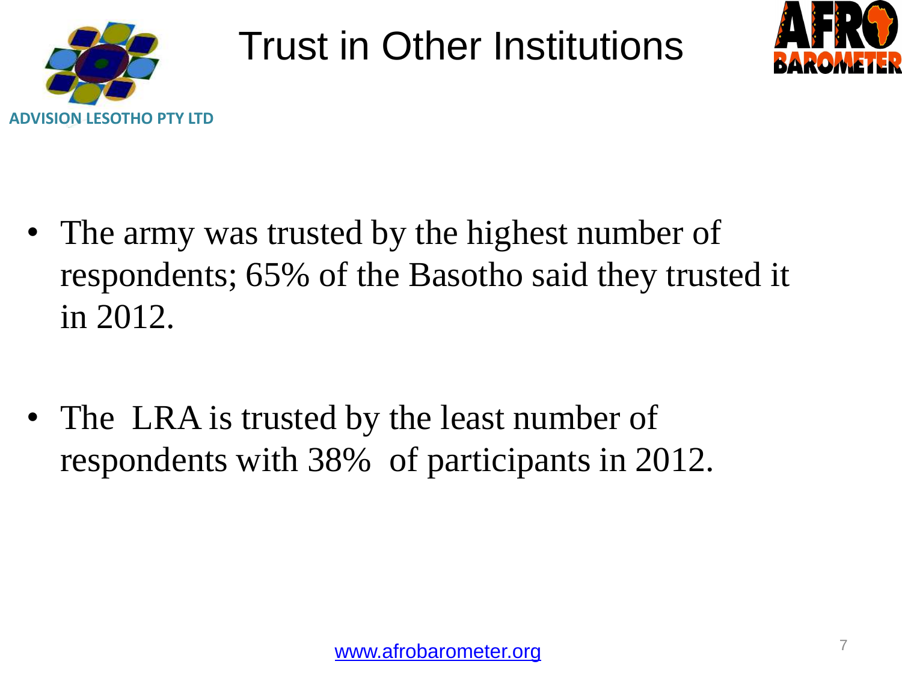# Trust in Other Institutions

ADVISION LESOTHO PTY LTD

- The army was trusted by the highest number of respondents; 65% of the Basotho said they trusted it in 2012.
- The LRA is trusted by the least number of respondents with 38% of participants in 2012.

www.afrobarometer.org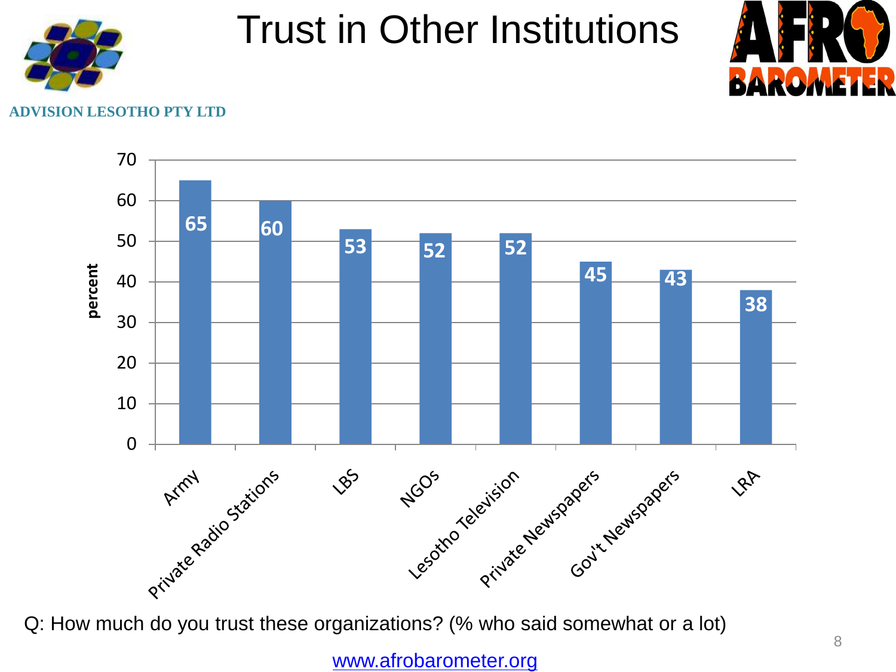# Trust in Other Institutions

ADVISION LESOTHO PTY LTD

| Institution | percent |
|---|---|
| Army | 65 |
| Private Radio Stations | 60 |
| LBS | 53 |
| NGOs | 52 |
| Lesotho Television | 52 |
| Private Newspapers | 45 |
| Gov't Newspapers | 43 |
| LRA | 38 |

Q: How much do you trust these organizations? (% who said somewhat or a lot)

www.afrobarometer.org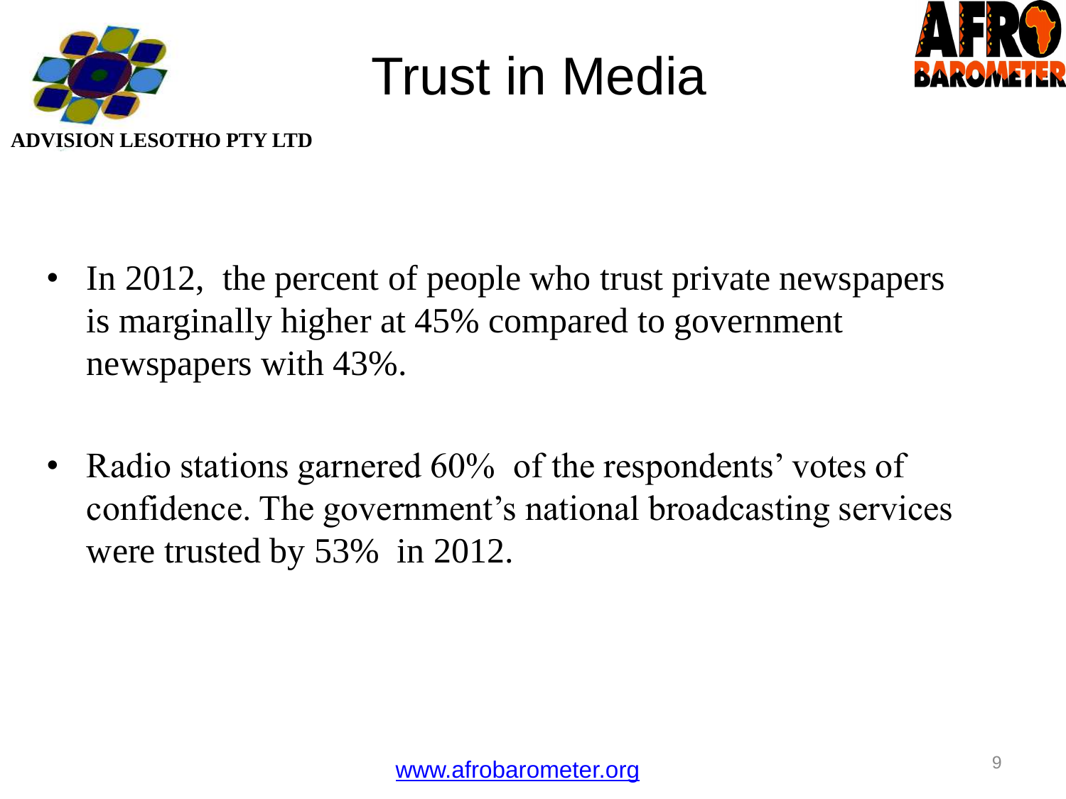ADVISION LESOTHO PTY LTD

# Trust in Media

- In 2012, the percent of people who trust private newspapers is marginally higher at 45% compared to government newspapers with 43%.
- Radio stations garnered 60% of the respondents' votes of confidence. The government's national broadcasting services were trusted by 53% in 2012.

www.afrobarometer.org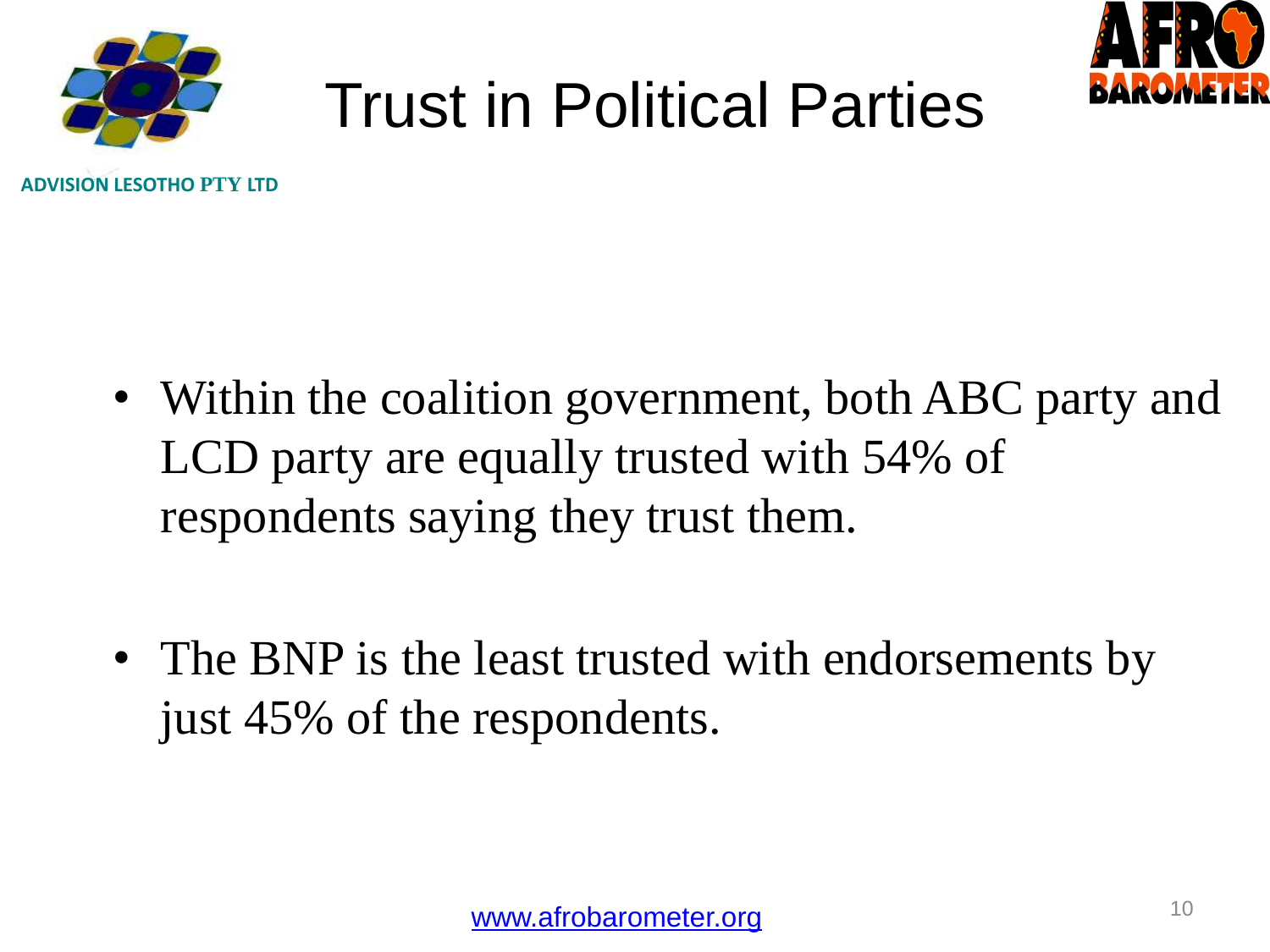# Trust in Political Parties

ADVISION LESOTHO PTY LTD

- Within the coalition government, both ABC party and LCD party are equally trusted with 54% of respondents saying they trust them.
- The BNP is the least trusted with endorsements by just 45% of the respondents.

www.afrobarometer.org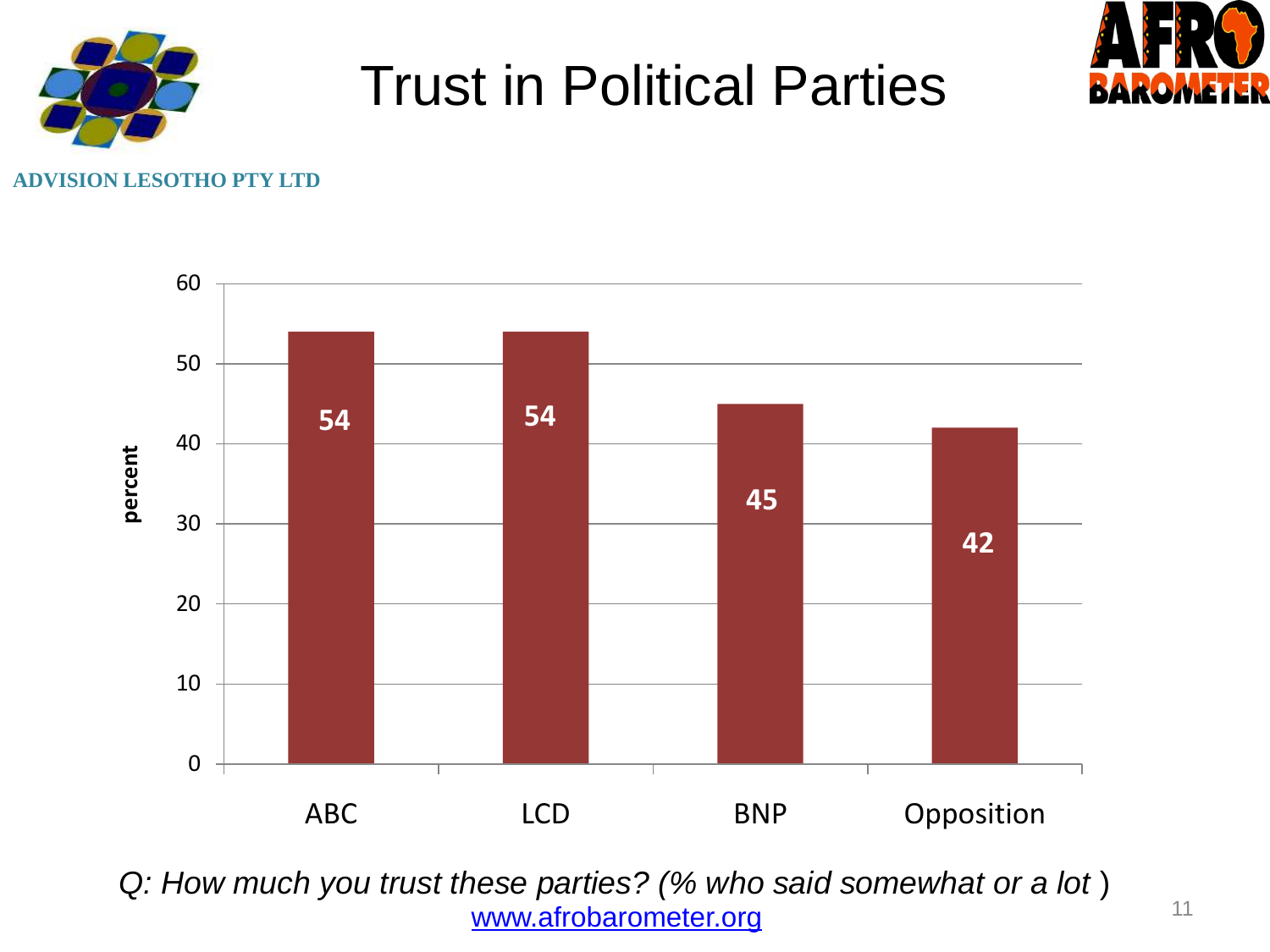# Trust in Political Parties

ADVISION LESOTHO PTY LTD

| Party | percent |
| --- | --- |
| ABC | 54 |
| LCD | 54 |
| BNP | 45 |
| Opposition | 42 |

*Q: How much you trust these parties? (% who said somewhat or a lot )*

www.afrobarometer.org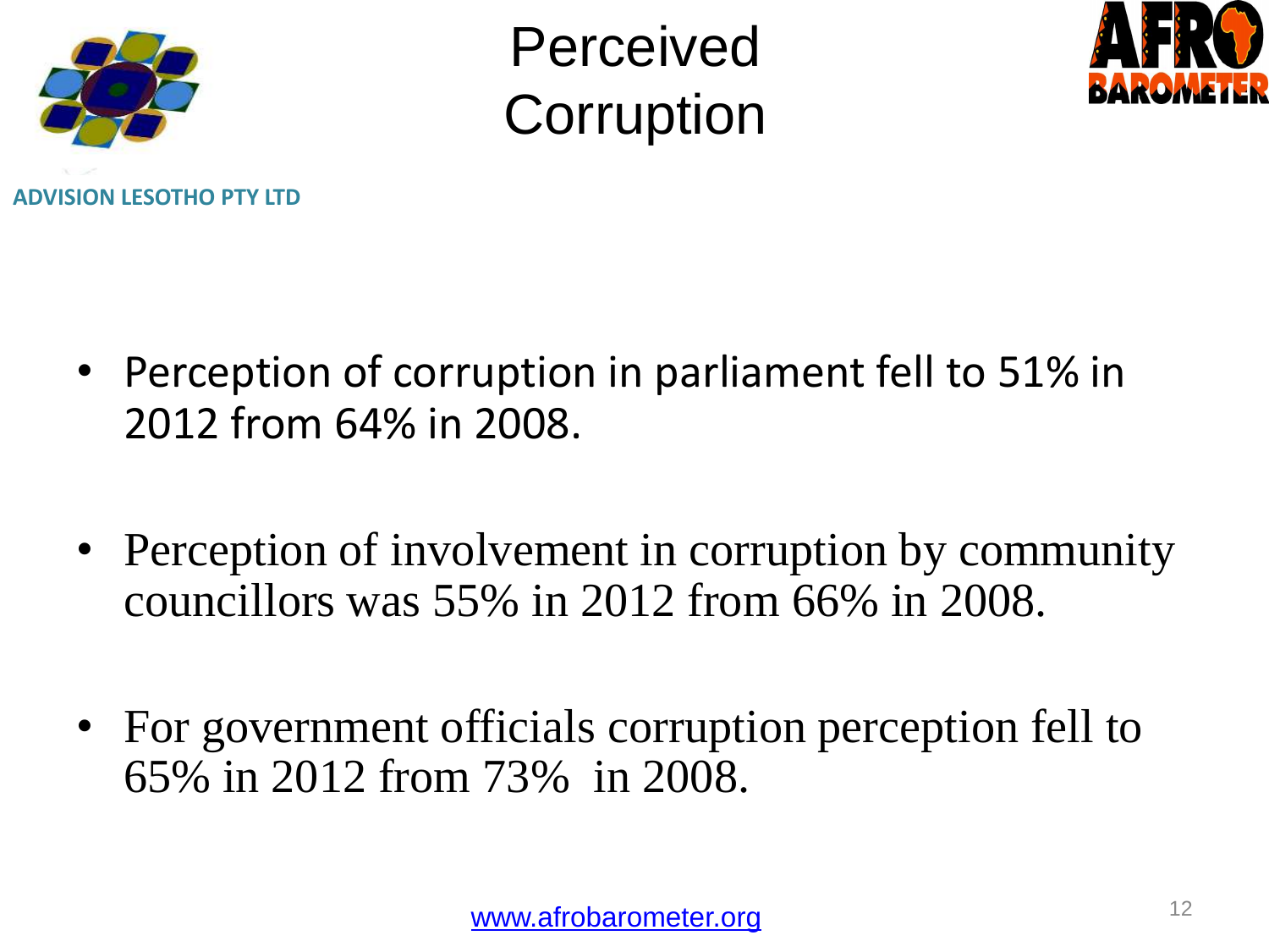# Perceived Corruption

ADVISION LESOTHO PTY LTD

- Perception of corruption in parliament fell to 51% in 2012 from 64% in 2008.
- Perception of involvement in corruption by community councillors was 55% in 2012 from 66% in 2008.
- For government officials corruption perception fell to 65% in 2012 from 73% in 2008.

www.afrobarometer.org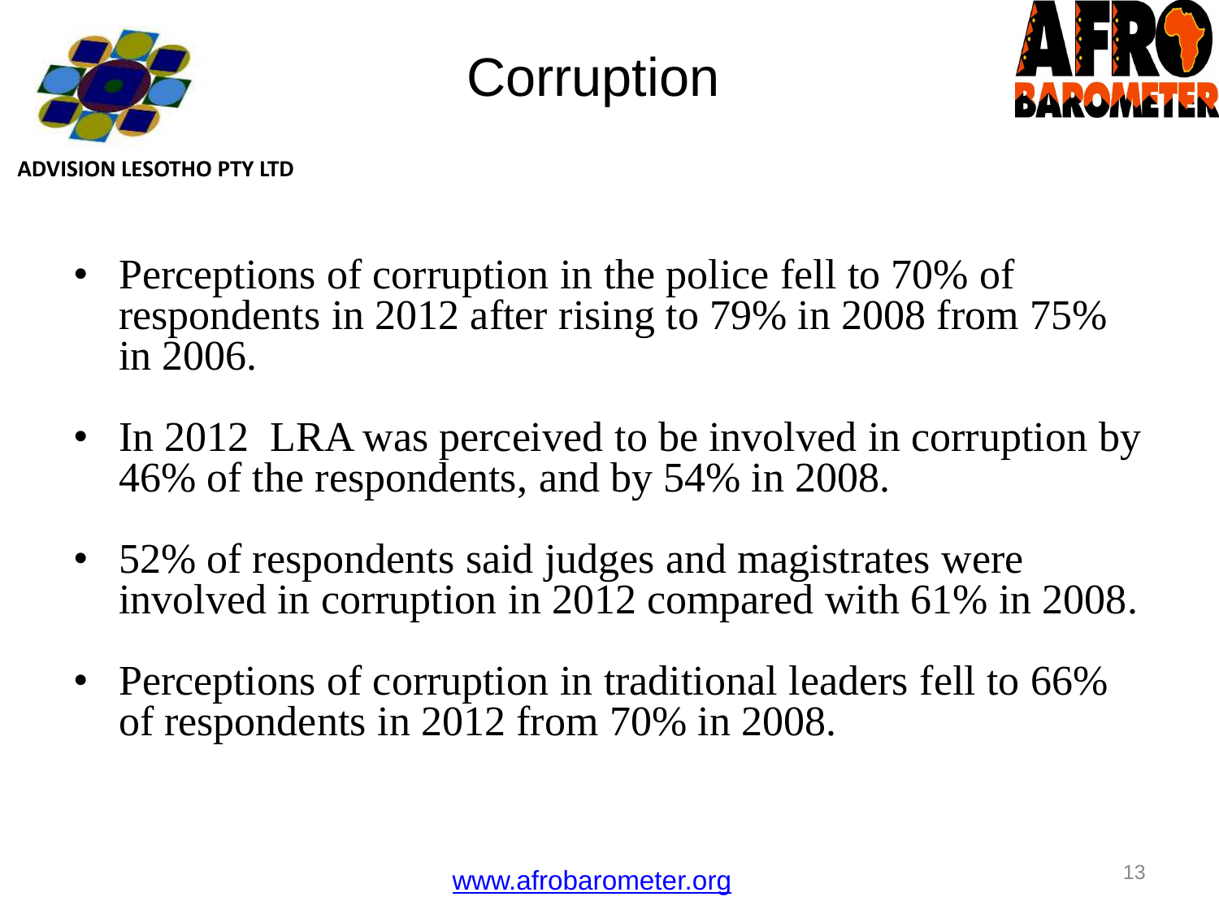# Corruption

ADVISION LESOTHO PTY LTD

- Perceptions of corruption in the police fell to 70% of respondents in 2012 after rising to 79% in 2008 from 75% in 2006.
- In 2012 LRA was perceived to be involved in corruption by 46% of the respondents, and by 54% in 2008.
- 52% of respondents said judges and magistrates were involved in corruption in 2012 compared with 61% in 2008.
- Perceptions of corruption in traditional leaders fell to 66% of respondents in 2012 from 70% in 2008.

www.afrobarometer.org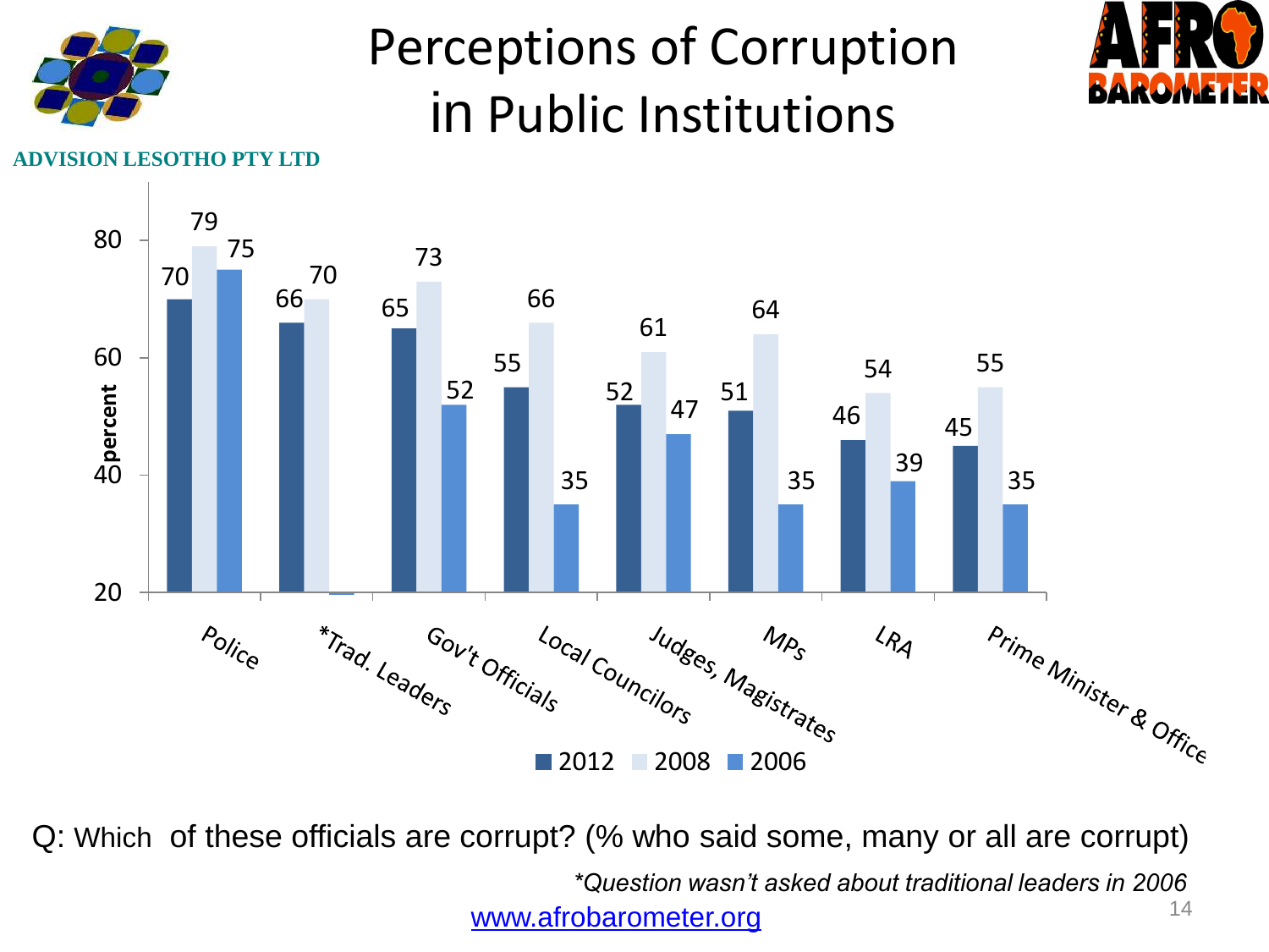ADVISION LESOTHO PTY LTD

# Perceptions of Corruption in Public Institutions

| Institution | 2012 | 2008 | 2006 |
|---|---|---|---|
| Police | 70 | 79 | 75 |
| *Trad. Leaders | 66 | 70 | |
| Gov't Officials | 65 | 73 | 52 |
| Local Councilors | 55 | 66 | 35 |
| Judges, Magistrates | 52 | 61 | 47 |
| MPs | 51 | 64 | 35 |
| LRA | 46 | 54 | 39 |
| Prime Minister & Office | 45 | 55 | 35 |

Q: Which of these officials are corrupt? (% who said some, many or all are corrupt)

*\*Question wasn't asked about traditional leaders in 2006*

www.afrobarometer.org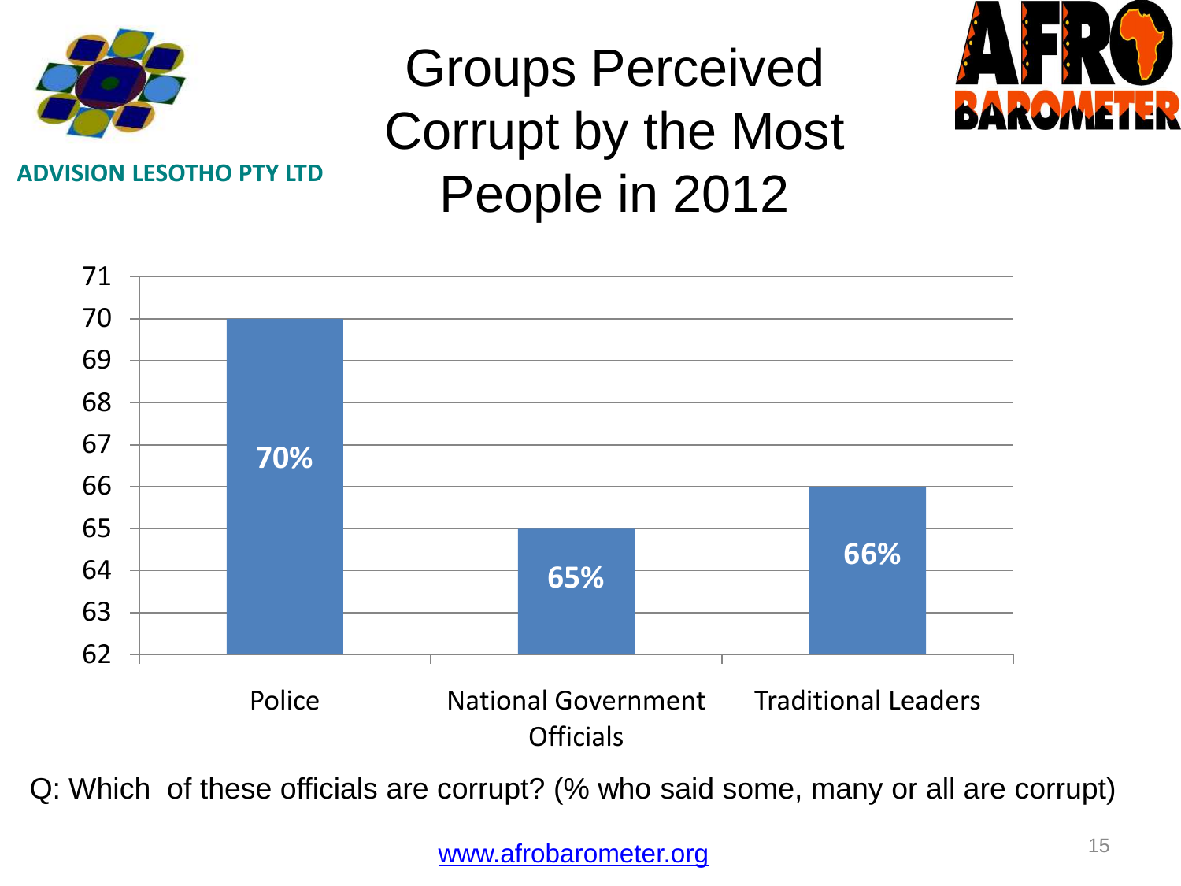ADVISION LESOTHO PTY LTD

# Groups Perceived Corrupt by the Most People in 2012

| Group | % |
|---|---|
| Police | 70% |
| National Government Officials | 65% |
| Traditional Leaders | 66% |

Q: Which of these officials are corrupt? (% who said some, many or all are corrupt)

www.afrobarometer.org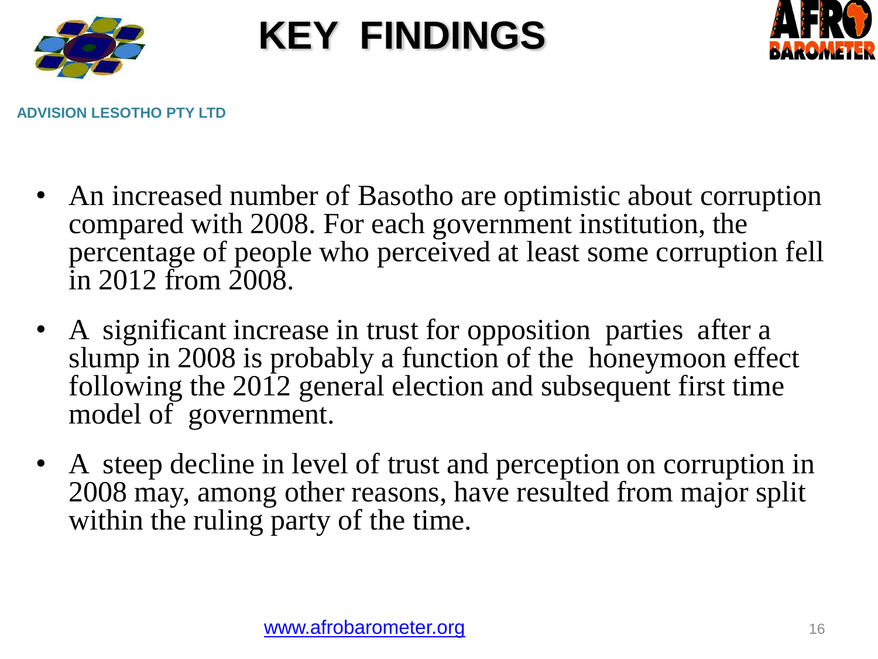# KEY FINDINGS

ADVISION LESOTHO PTY LTD

- An increased number of Basotho are optimistic about corruption compared with 2008. For each government institution, the percentage of people who perceived at least some corruption fell in 2012 from 2008.
- A significant increase in trust for opposition parties after a slump in 2008 is probably a function of the honeymoon effect following the 2012 general election and subsequent first time model of government.
- A steep decline in level of trust and perception on corruption in 2008 may, among other reasons, have resulted from major split within the ruling party of the time.

www.afrobarometer.org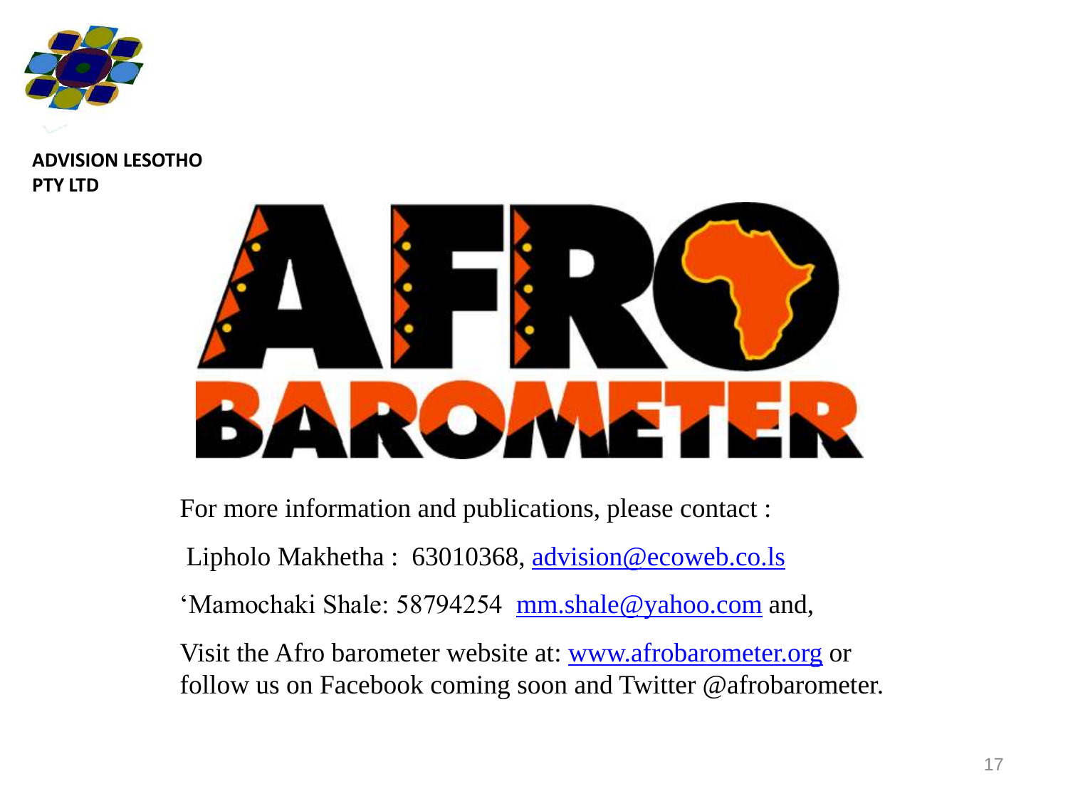**ADVISION LESOTHO PTY LTD**

AFRO BAROMETER

For more information and publications, please contact :

Lipholo Makhetha : 63010368, advision@ecoweb.co.ls

'Mamochaki Shale: 58794254 mm.shale@yahoo.com and,

Visit the Afro barometer website at: www.afrobarometer.org or follow us on Facebook coming soon and Twitter @afrobarometer.